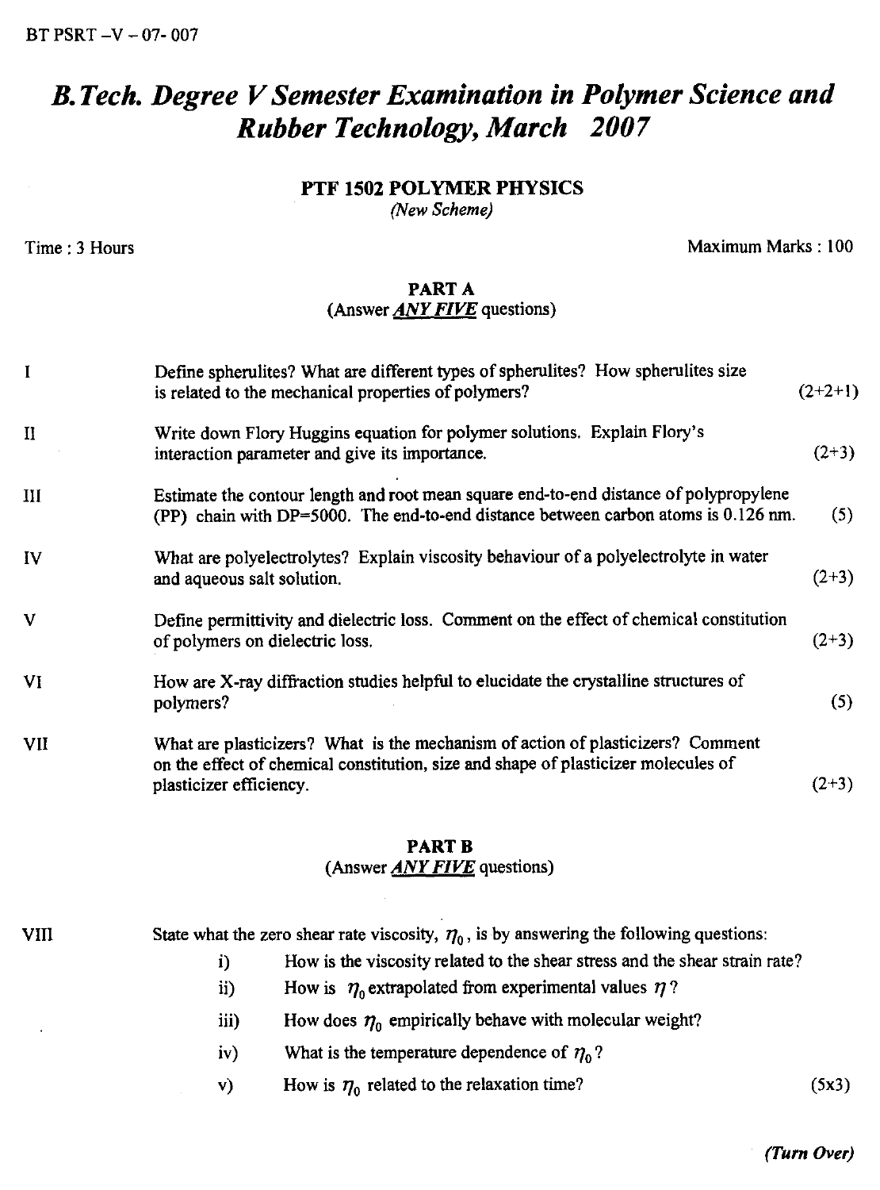BT PSRT –V – 07- 007

# *B.Tech. Degree V Semester Examination in Polymer Science and Rubber Technology, March 2007*

## PTF 1502 POLYMER PHYSICS

*(New Scheme)*

Time : 3 Hours | Maximum Marks : 100

### PART A

(Answer ***ANY FIVE*** questions)

I. Define spherulites? What are different types of spherulites? How spherulites size is related to the mechanical properties of polymers? (2+2+1)

II. Write down Flory Huggins equation for polymer solutions. Explain Flory's interaction parameter and give its importance. (2+3)

III. Estimate the contour length and root mean square end-to-end distance of polypropylene (PP) chain with DP=5000. The end-to-end distance between carbon atoms is 0.126 nm. (5)

IV. What are polyelectrolytes? Explain viscosity behaviour of a polyelectrolyte in water and aqueous salt solution. (2+3)

V. Define permittivity and dielectric loss. Comment on the effect of chemical constitution of polymers on dielectric loss. (2+3)

VI. How are X-ray diffraction studies helpful to elucidate the crystalline structures of polymers? (5)

VII. What are plasticizers? What is the mechanism of action of plasticizers? Comment on the effect of chemical constitution, size and shape of plasticizer molecules of plasticizer efficiency. (2+3)

### PART B

(Answer ***ANY FIVE*** questions)

VIII. State what the zero shear rate viscosity, $\eta_0$, is by answering the following questions:

- i) How is the viscosity related to the shear stress and the shear strain rate?
- ii) How is $\eta_0$ extrapolated from experimental values $\eta$?
- iii) How does $\eta_0$ empirically behave with molecular weight?
- iv) What is the temperature dependence of $\eta_0$?
- v) How is $\eta_0$ related to the relaxation time? (5x3)

*(Turn Over)*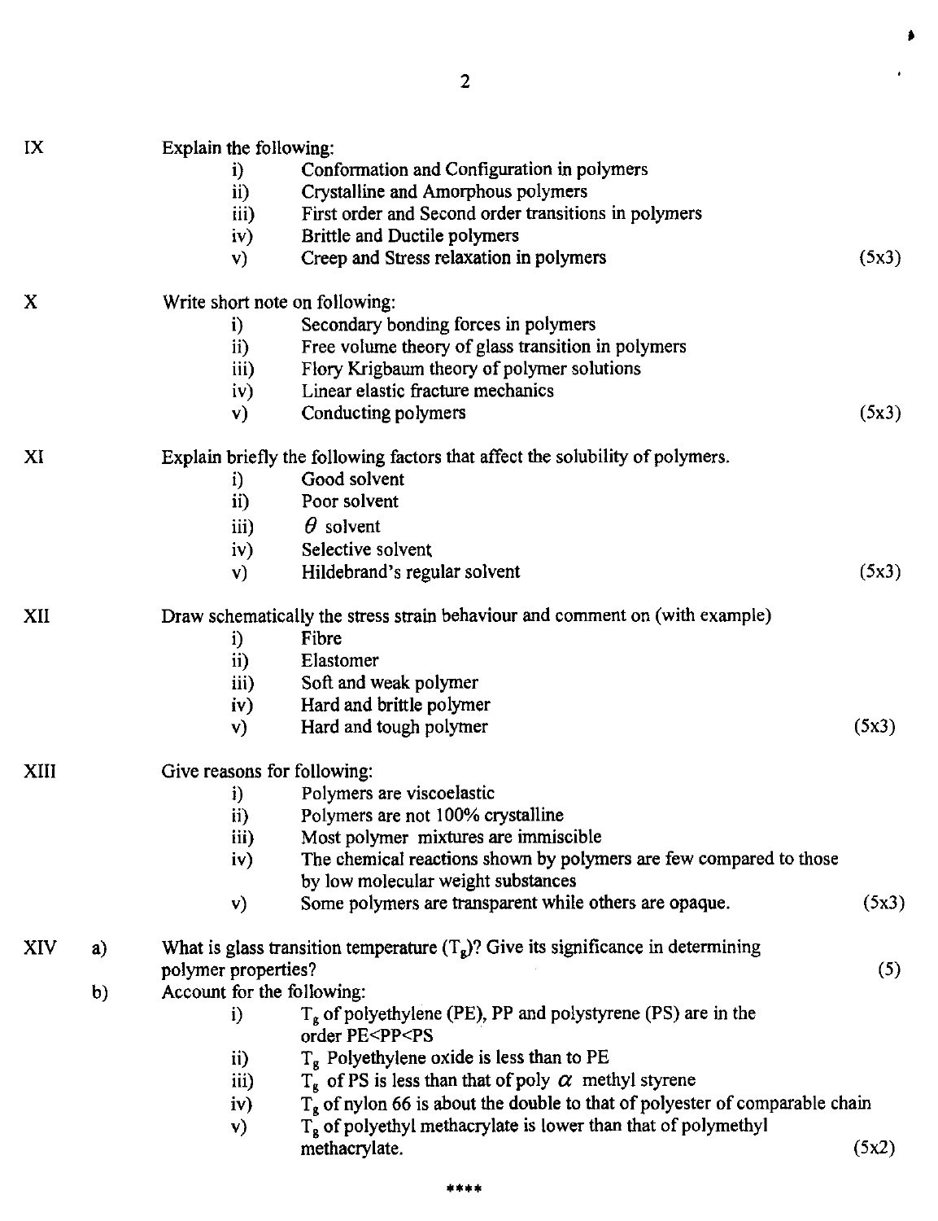IX Explain the following:

i) Conformation and Configuration in polymers
ii) Crystalline and Amorphous polymers
iii) First order and Second order transitions in polymers
iv) Brittle and Ductile polymers
v) Creep and Stress relaxation in polymers (5x3)

X Write short note on following:

i) Secondary bonding forces in polymers
ii) Free volume theory of glass transition in polymers
iii) Flory Krigbaum theory of polymer solutions
iv) Linear elastic fracture mechanics
v) Conducting polymers (5x3)

XI Explain briefly the following factors that affect the solubility of polymers.

i) Good solvent
ii) Poor solvent
iii) $\theta$ solvent
iv) Selective solvent
v) Hildebrand's regular solvent (5x3)

XII Draw schematically the stress strain behaviour and comment on (with example)

i) Fibre
ii) Elastomer
iii) Soft and weak polymer
iv) Hard and brittle polymer
v) Hard and tough polymer (5x3)

XIII Give reasons for following:

i) Polymers are viscoelastic
ii) Polymers are not 100% crystalline
iii) Most polymer mixtures are immiscible
iv) The chemical reactions shown by polymers are few compared to those by low molecular weight substances
v) Some polymers are transparent while others are opaque. (5x3)

XIV a) What is glass transition temperature ($T_g$)? Give its significance in determining polymer properties? (5)

b) Account for the following:

i) $T_g$ of polyethylene (PE), PP and polystyrene (PS) are in the order PE<PP<PS
ii) $T_g$ Polyethylene oxide is less than to PE
iii) $T_g$ of PS is less than that of poly $\alpha$ methyl styrene
iv) $T_g$ of nylon 66 is about the double to that of polyester of comparable chain
v) $T_g$ of polyethyl methacrylate is lower than that of polymethyl methacrylate. (5x2)

****